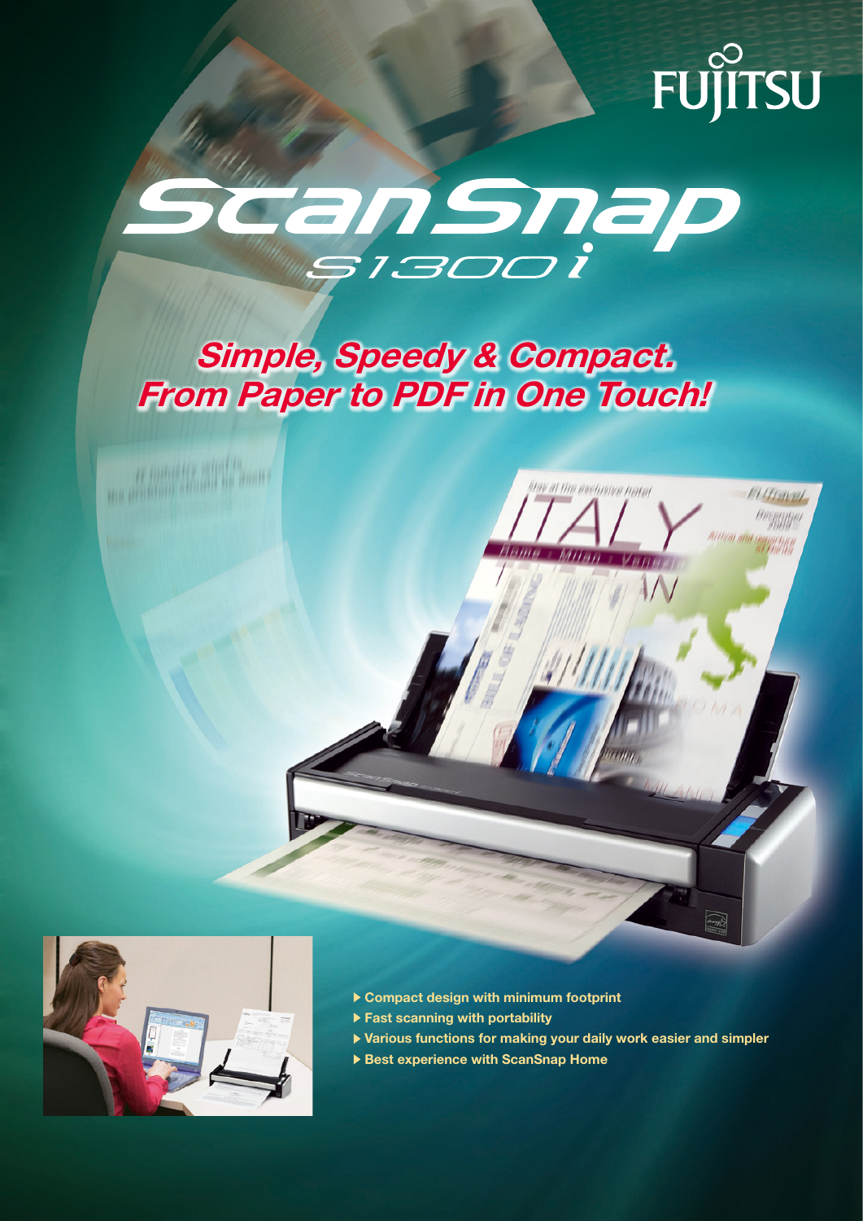FUJITSU

# ScanSnap S1300i

## Simple, Speedy & Compact. From Paper to PDF in One Touch!

- Compact design with minimum footprint
- Fast scanning with portability
- Various functions for making your daily work easier and simpler
- Best experience with ScanSnap Home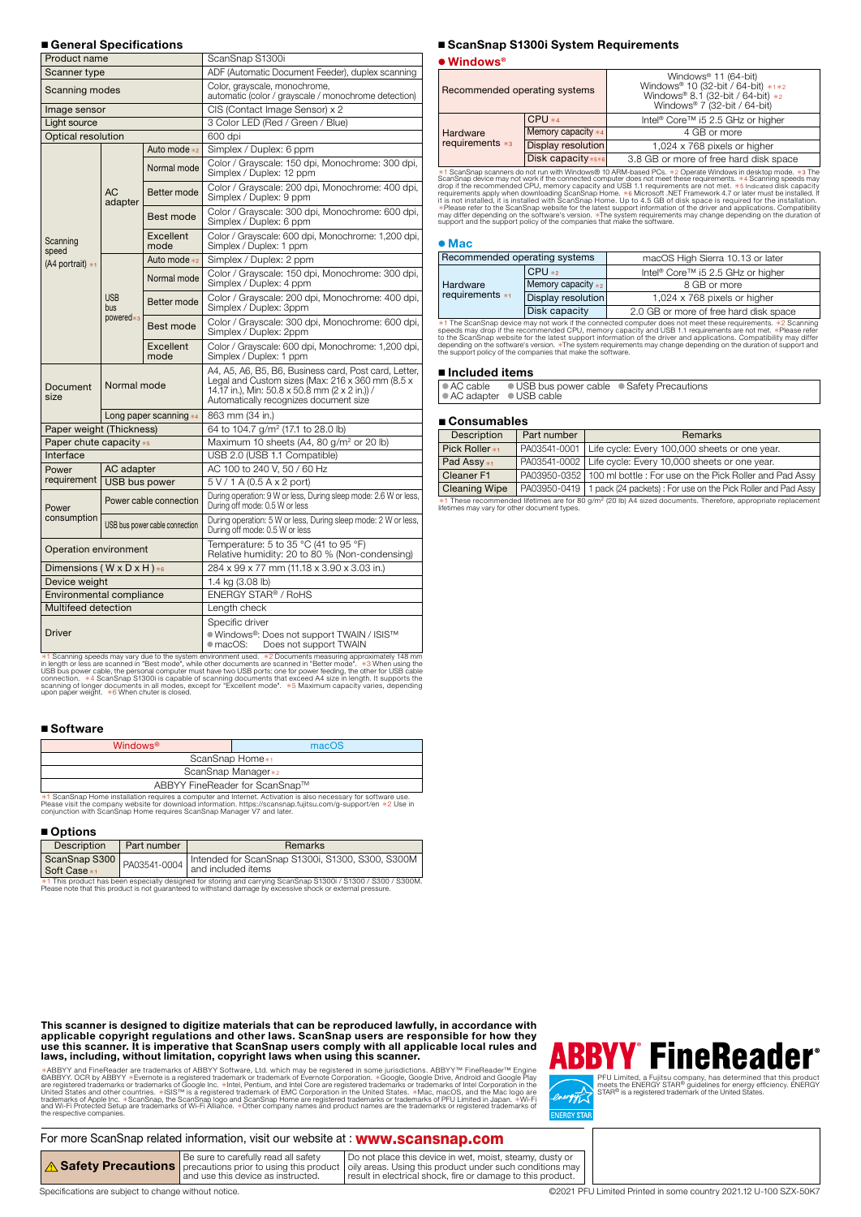## ■ General Specifications

| | | | |
|---|---|---|---|
| Product name | | | ScanSnap S1300i |
| Scanner type | | | ADF (Automatic Document Feeder), duplex scanning |
| Scanning modes | | | Color, grayscale, monochrome, automatic (color / grayscale / monochrome detection) |
| Image sensor | | | CIS (Contact Image Sensor) x 2 |
| Light source | | | 3 Color LED (Red / Green / Blue) |
| Optical resolution | | | 600 dpi |
| Scanning speed (A4 portrait) *1 | AC adapter | Auto mode *2 | Simplex / Duplex: 6 ppm |
| | | Normal mode | Color / Grayscale: 150 dpi, Monochrome: 300 dpi, Simplex / Duplex: 12 ppm |
| | | Better mode | Color / Grayscale: 200 dpi, Monochrome: 400 dpi, Simplex / Duplex: 9 ppm |
| | | Best mode | Color / Grayscale: 300 dpi, Monochrome: 600 dpi, Simplex / Duplex: 6 ppm |
| | | Excellent mode | Color / Grayscale: 600 dpi, Monochrome: 1,200 dpi, Simplex / Duplex: 1 ppm |
| | USB bus powered *3 | Auto mode *2 | Simplex / Duplex: 2 ppm |
| | | Normal mode | Color / Grayscale: 150 dpi, Monochrome: 300 dpi, Simplex / Duplex: 4 ppm |
| | | Better mode | Color / Grayscale: 200 dpi, Monochrome: 400 dpi, Simplex / Duplex: 3ppm |
| | | Best mode | Color / Grayscale: 300 dpi, Monochrome: 600 dpi, Simplex / Duplex: 2ppm |
| | | Excellent mode | Color / Grayscale: 600 dpi, Monochrome: 1,200 dpi, Simplex / Duplex: 1 ppm |
| Document size | Normal mode | | A4, A5, A6, B5, B6, Business card, Post card, Letter, Legal and Custom sizes (Max: 216 x 360 mm (8.5 x 14.17 in.), Min: 50.8 x 50.8 mm (2 x 2 in.)) / Automatically recognizes document size |
| | Long paper scanning *4 | | 863 mm (34 in.) |
| Paper weight (Thickness) | | | 64 to 104.7 g/m² (17.1 to 28.0 lb) |
| Paper chute capacity *5 | | | Maximum 10 sheets (A4, 80 g/m² or 20 lb) |
| Interface | | | USB 2.0 (USB 1.1 Compatible) |
| Power requirement | AC adapter | | AC 100 to 240 V, 50 / 60 Hz |
| | USB bus power | | 5 V / 1 A (0.5 A x 2 port) |
| Power consumption | Power cable connection | | During operation: 9 W or less, During sleep mode: 2.6 W or less, During off mode: 0.5 W or less |
| | USB bus power cable connection | | During operation: 5 W or less, During sleep mode: 2 W or less, During off mode: 0.5 W or less |
| Operation environment | | | Temperature: 5 to 35 °C (41 to 95 °F) Relative humidity: 20 to 80 % (Non-condensing) |
| Dimensions ( W x D x H ) *6 | | | 284 x 99 x 77 mm (11.18 x 3.90 x 3.03 in.) |
| Device weight | | | 1.4 kg (3.08 lb) |
| Environmental compliance | | | ENERGY STAR® / RoHS |
| Multifeed detection | | | Length check |
| Driver | | | Specific driver<br>● Windows®: Does not support TWAIN / ISIS™<br>● macOS: Does not support TWAIN |

*1 Scanning speeds may vary due to the system environment used. *2 Documents measuring approximately 148 mm in length or less are scanned in "Best mode", while other documents are scanned in "Better mode". *3 When using the USB bus power cable, the personal computer must have two USB ports: one for power feeding, the other for USB cable connection. *4 ScanSnap S1300i is capable of scanning documents that exceed A4 size in length. It supports the scanning of longer documents in all modes, except for "Excellent mode". *5 Maximum capacity varies, depending upon paper weight. *6 When chuter is closed.

## ■ Software

| Windows® | macOS |
|---|---|
| ScanSnap Home *1 | |
| ScanSnap Manager *2 | |
| ABBYY FineReader for ScanSnap™ | |

*1 ScanSnap Home installation requires a computer and Internet. Activation is also necessary for software use. Please visit the company website for download information. https://scansnap.fujitsu.com/g-support/en *2 Use in conjunction with ScanSnap Home requires ScanSnap Manager V7 and later.

## ■ Options

| Description | Part number | Remarks |
|---|---|---|
| ScanSnap S300 Soft Case *1 | PA03541-0004 | Intended for ScanSnap S1300i, S1300, S300, S300M and included items |

*1 This product has been especially designed for storing and carrying ScanSnap S1300i / S1300 / S300 / S300M. Please note that this product is not guaranteed to withstand damage by excessive shock or external pressure.

## ■ ScanSnap S1300i System Requirements

### ● Windows®

| | | |
|---|---|---|
| Recommended operating systems | | Windows® 11 (64-bit)<br>Windows® 10 (32-bit / 64-bit) *1 *2<br>Windows® 8.1 (32-bit / 64-bit) *2<br>Windows® 7 (32-bit / 64-bit) |
| Hardware requirements *3 | CPU *4 | Intel® Core™ i5 2.5 GHz or higher |
| | Memory capacity *4 | 4 GB or more |
| | Display resolution | 1,024 x 768 pixels or higher |
| | Disk capacity *5 *6 | 3.8 GB or more of free hard disk space |

*1 ScanSnap scanners do not run with Windows® 10 ARM-based PCs. *2 Operate Windows in desktop mode. *3 The ScanSnap device may not work if the connected computer does not meet these requirements. *4 Scanning speeds may drop if the recommended CPU, memory capacity and USB 1.1 requirements are not met. *5 Indicated disk capacity requirements apply when downloading ScanSnap Home. *6 Microsoft .NET Framework 4.7 or later must be installed. If it is not installed, it is installed with ScanSnap Home. Up to 4.5 GB of disk space is required for the installation. *Please refer to the ScanSnap website for the latest support information of the driver and applications. Compatibility may differ depending on the software's version. *The system requirements may change depending on the duration of support and the support policy of the companies that make the software.

### ● Mac

| | | |
|---|---|---|
| Recommended operating systems | | macOS High Sierra 10.13 or later |
| Hardware requirements *1 | CPU *2 | Intel® Core™ i5 2.5 GHz or higher |
| | Memory capacity *2 | 8 GB or more |
| | Display resolution | 1,024 x 768 pixels or higher |
| | Disk capacity | 2.0 GB or more of free hard disk space |

*1 The ScanSnap device may not work if the connected computer does not meet these requirements. *2 Scanning speeds may drop if the recommended CPU, memory capacity and USB 1.1 requirements are not met. *Please refer to the ScanSnap website for the latest support information of the driver and applications. Compatibility may differ depending on the software's version. *The system requirements may change depending on the duration of support and the support policy of the companies that make the software.

## ■ Included items

● AC cable ● USB bus power cable ● Safety Precautions
● AC adapter ● USB cable

## ■ Consumables

| Description | Part number | Remarks |
|---|---|---|
| Pick Roller *1 | PA03541-0001 | Life cycle: Every 100,000 sheets or one year. |
| Pad Assy *1 | PA03541-0002 | Life cycle: Every 10,000 sheets or one year. |
| Cleaner F1 | PA03950-0352 | 100 ml bottle : For use on the Pick Roller and Pad Assy |
| Cleaning Wipe | PA03950-0419 | 1 pack (24 packets) : For use on the Pick Roller and Pad Assy |

*1 These recommended lifetimes are for 80 g/m² (20 lb) A4 sized documents. Therefore, appropriate replacement lifetimes may vary for other document types.

**This scanner is designed to digitize materials that can be reproduced lawfully, in accordance with applicable copyright regulations and other laws. ScanSnap users are responsible for how they use this scanner. It is imperative that ScanSnap users comply with all applicable local rules and laws, including, without limitation, copyright laws when using this scanner.**

*ABBYY and FineReader are trademarks of ABBYY Software, Ltd. which may be registered in some jurisdictions. ABBYY™ FineReader™ Engine ©ABBYY. OCR by ABBYY *Evernote is a registered trademark or trademark of Evernote Corporation. *Google, Google Drive, Android and Google Play are registered trademarks or trademarks of Google Inc. *Intel, Pentium, and Intel Core are registered trademarks or trademarks of Intel Corporation in the United States and other countries. *ISIS™ is a registered trademark of EMC Corporation in the United States. *Mac, macOS, and the Mac logo are trademarks of Apple Inc. *ScanSnap, the ScanSnap logo and ScanSnap Home are registered trademarks or trademarks of PFU Limited in Japan. *Wi-Fi and Wi-Fi Protected Setup are trademarks of Wi-Fi Alliance. *Other company names and product names are the trademarks or registered trademarks of the respective companies.

ABBYY® FineReader®

PFU Limited, a Fujitsu company, has determined that this product meets the ENERGY STAR® guidelines for energy efficiency. ENERGY STAR® is a registered trademark of the United States.

For more ScanSnap related information, visit our website at : **www.scansnap.com**

| | | |
|---|---|---|
| ⚠ **Safety Precautions** | Be sure to carefully read all safety precautions prior to using this product and use this device as instructed. | Do not place this device in wet, moist, steamy, dusty or oily areas. Using this product under such conditions may result in electrical shock, fire or damage to this product. |

Specifications are subject to change without notice.

©2021 PFU Limited Printed in some country 2021.12 U-100 SZX-50K7